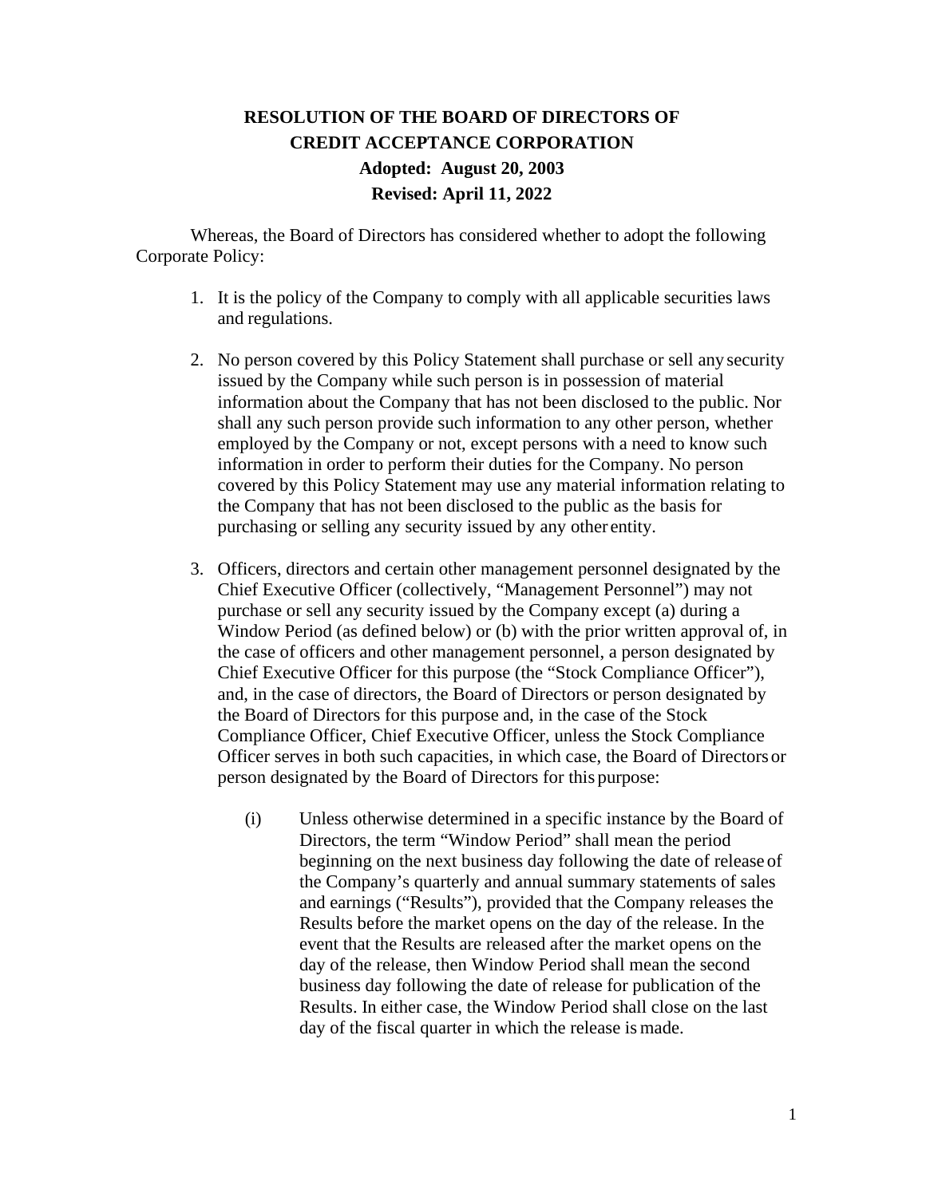# RESOLUTION OF THE BOARD OF DIRECTORS OF CREDIT ACCEPTANCE CORPORATION

**Adopted: August 20, 2003**

**Revised: April 11, 2022**

Whereas, the Board of Directors has considered whether to adopt the following Corporate Policy:

1. It is the policy of the Company to comply with all applicable securities laws and regulations.

2. No person covered by this Policy Statement shall purchase or sell any security issued by the Company while such person is in possession of material information about the Company that has not been disclosed to the public. Nor shall any such person provide such information to any other person, whether employed by the Company or not, except persons with a need to know such information in order to perform their duties for the Company. No person covered by this Policy Statement may use any material information relating to the Company that has not been disclosed to the public as the basis for purchasing or selling any security issued by any other entity.

3. Officers, directors and certain other management personnel designated by the Chief Executive Officer (collectively, "Management Personnel") may not purchase or sell any security issued by the Company except (a) during a Window Period (as defined below) or (b) with the prior written approval of, in the case of officers and other management personnel, a person designated by Chief Executive Officer for this purpose (the "Stock Compliance Officer"), and, in the case of directors, the Board of Directors or person designated by the Board of Directors for this purpose and, in the case of the Stock Compliance Officer, Chief Executive Officer, unless the Stock Compliance Officer serves in both such capacities, in which case, the Board of Directors or person designated by the Board of Directors for this purpose:

   (i) Unless otherwise determined in a specific instance by the Board of Directors, the term "Window Period" shall mean the period beginning on the next business day following the date of release of the Company's quarterly and annual summary statements of sales and earnings ("Results"), provided that the Company releases the Results before the market opens on the day of the release. In the event that the Results are released after the market opens on the day of the release, then Window Period shall mean the second business day following the date of release for publication of the Results. In either case, the Window Period shall close on the last day of the fiscal quarter in which the release is made.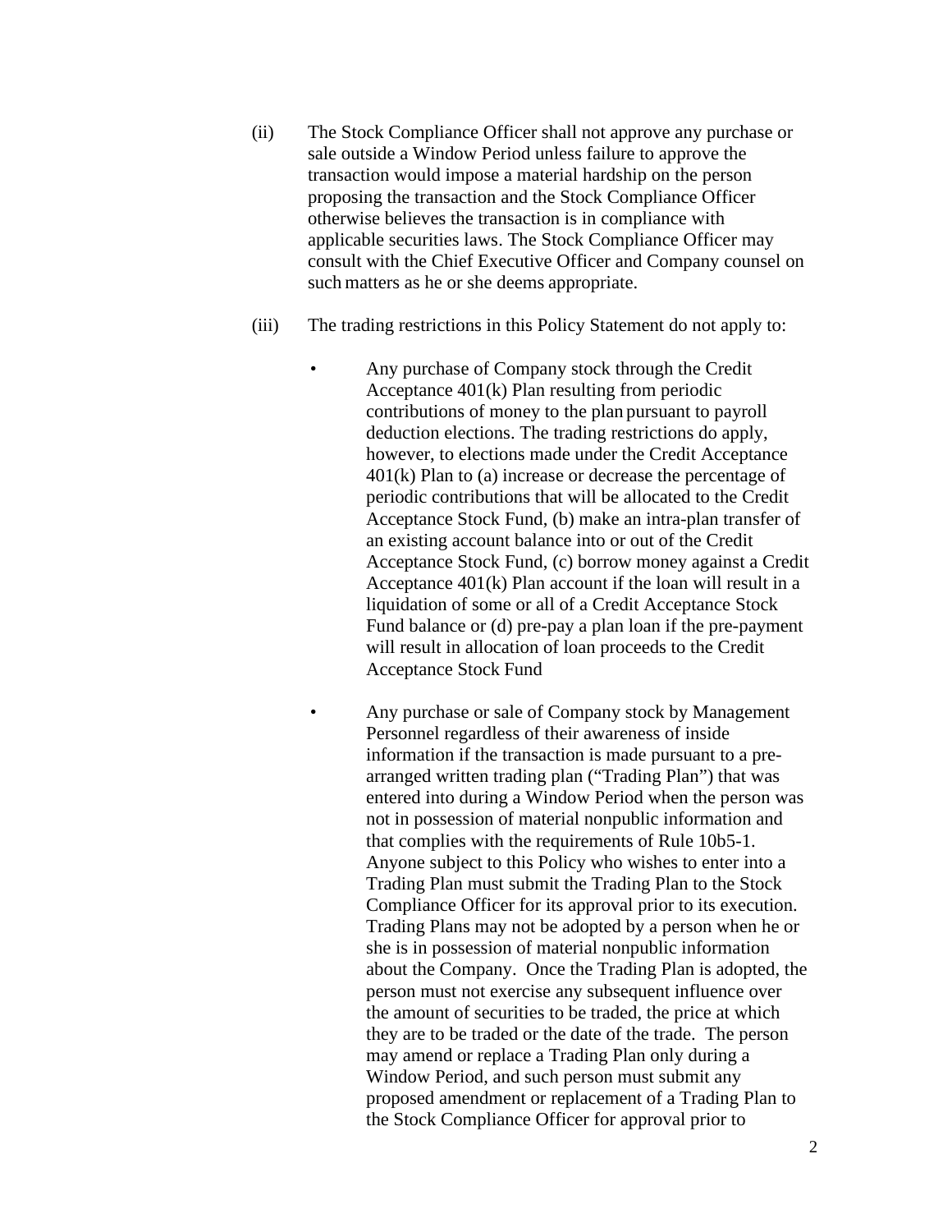(ii) The Stock Compliance Officer shall not approve any purchase or sale outside a Window Period unless failure to approve the transaction would impose a material hardship on the person proposing the transaction and the Stock Compliance Officer otherwise believes the transaction is in compliance with applicable securities laws. The Stock Compliance Officer may consult with the Chief Executive Officer and Company counsel on such matters as he or she deems appropriate.

(iii) The trading restrictions in this Policy Statement do not apply to:

- Any purchase of Company stock through the Credit Acceptance 401(k) Plan resulting from periodic contributions of money to the plan pursuant to payroll deduction elections. The trading restrictions do apply, however, to elections made under the Credit Acceptance 401(k) Plan to (a) increase or decrease the percentage of periodic contributions that will be allocated to the Credit Acceptance Stock Fund, (b) make an intra-plan transfer of an existing account balance into or out of the Credit Acceptance Stock Fund, (c) borrow money against a Credit Acceptance 401(k) Plan account if the loan will result in a liquidation of some or all of a Credit Acceptance Stock Fund balance or (d) pre-pay a plan loan if the pre-payment will result in allocation of loan proceeds to the Credit Acceptance Stock Fund

- Any purchase or sale of Company stock by Management Personnel regardless of their awareness of inside information if the transaction is made pursuant to a pre-arranged written trading plan ("Trading Plan") that was entered into during a Window Period when the person was not in possession of material nonpublic information and that complies with the requirements of Rule 10b5-1. Anyone subject to this Policy who wishes to enter into a Trading Plan must submit the Trading Plan to the Stock Compliance Officer for its approval prior to its execution. Trading Plans may not be adopted by a person when he or she is in possession of material nonpublic information about the Company. Once the Trading Plan is adopted, the person must not exercise any subsequent influence over the amount of securities to be traded, the price at which they are to be traded or the date of the trade. The person may amend or replace a Trading Plan only during a Window Period, and such person must submit any proposed amendment or replacement of a Trading Plan to the Stock Compliance Officer for approval prior to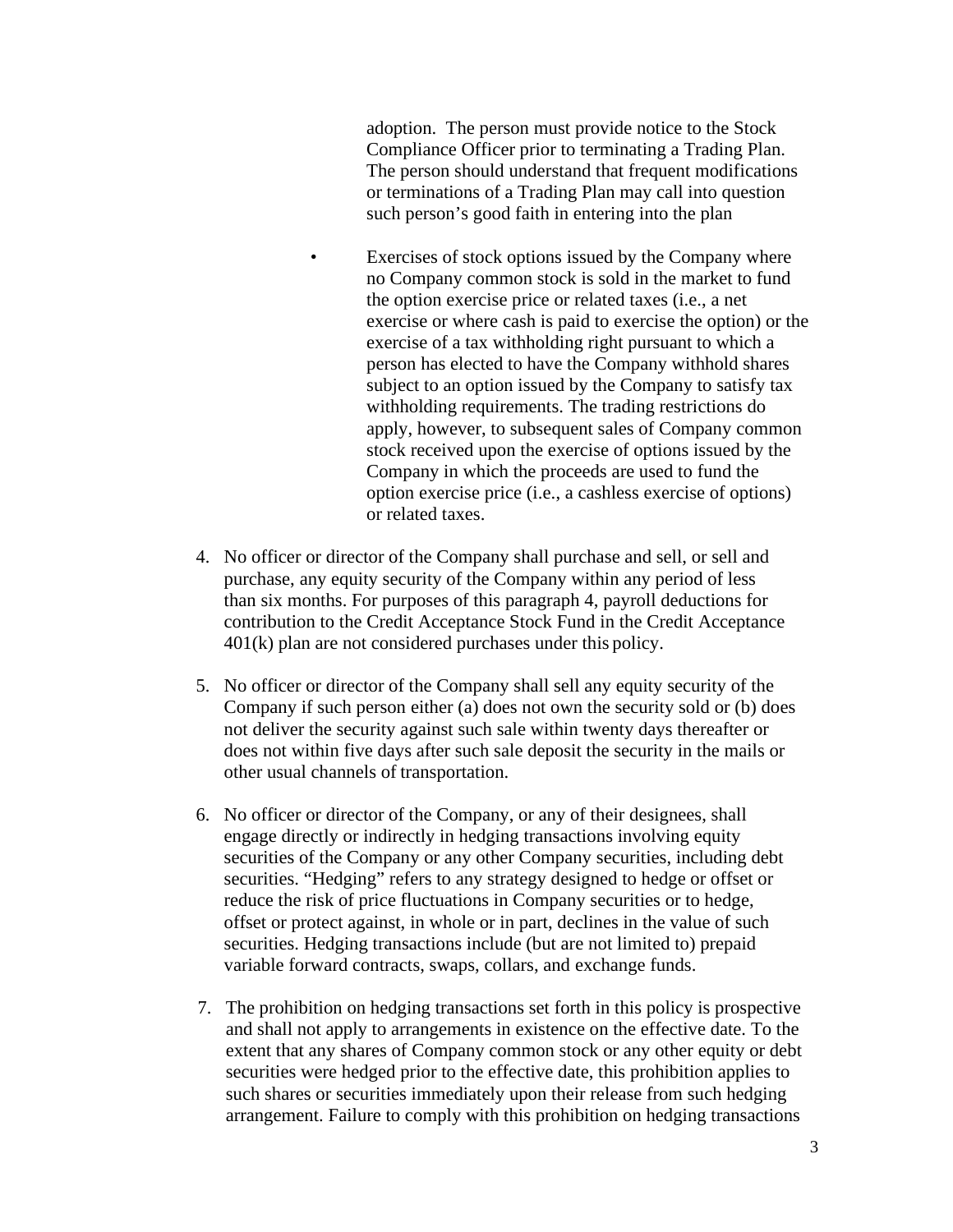adoption. The person must provide notice to the Stock Compliance Officer prior to terminating a Trading Plan. The person should understand that frequent modifications or terminations of a Trading Plan may call into question such person's good faith in entering into the plan

- Exercises of stock options issued by the Company where no Company common stock is sold in the market to fund the option exercise price or related taxes (i.e., a net exercise or where cash is paid to exercise the option) or the exercise of a tax withholding right pursuant to which a person has elected to have the Company withhold shares subject to an option issued by the Company to satisfy tax withholding requirements. The trading restrictions do apply, however, to subsequent sales of Company common stock received upon the exercise of options issued by the Company in which the proceeds are used to fund the option exercise price (i.e., a cashless exercise of options) or related taxes.

4. No officer or director of the Company shall purchase and sell, or sell and purchase, any equity security of the Company within any period of less than six months. For purposes of this paragraph 4, payroll deductions for contribution to the Credit Acceptance Stock Fund in the Credit Acceptance 401(k) plan are not considered purchases under this policy.

5. No officer or director of the Company shall sell any equity security of the Company if such person either (a) does not own the security sold or (b) does not deliver the security against such sale within twenty days thereafter or does not within five days after such sale deposit the security in the mails or other usual channels of transportation.

6. No officer or director of the Company, or any of their designees, shall engage directly or indirectly in hedging transactions involving equity securities of the Company or any other Company securities, including debt securities. "Hedging" refers to any strategy designed to hedge or offset or reduce the risk of price fluctuations in Company securities or to hedge, offset or protect against, in whole or in part, declines in the value of such securities. Hedging transactions include (but are not limited to) prepaid variable forward contracts, swaps, collars, and exchange funds.

7. The prohibition on hedging transactions set forth in this policy is prospective and shall not apply to arrangements in existence on the effective date. To the extent that any shares of Company common stock or any other equity or debt securities were hedged prior to the effective date, this prohibition applies to such shares or securities immediately upon their release from such hedging arrangement. Failure to comply with this prohibition on hedging transactions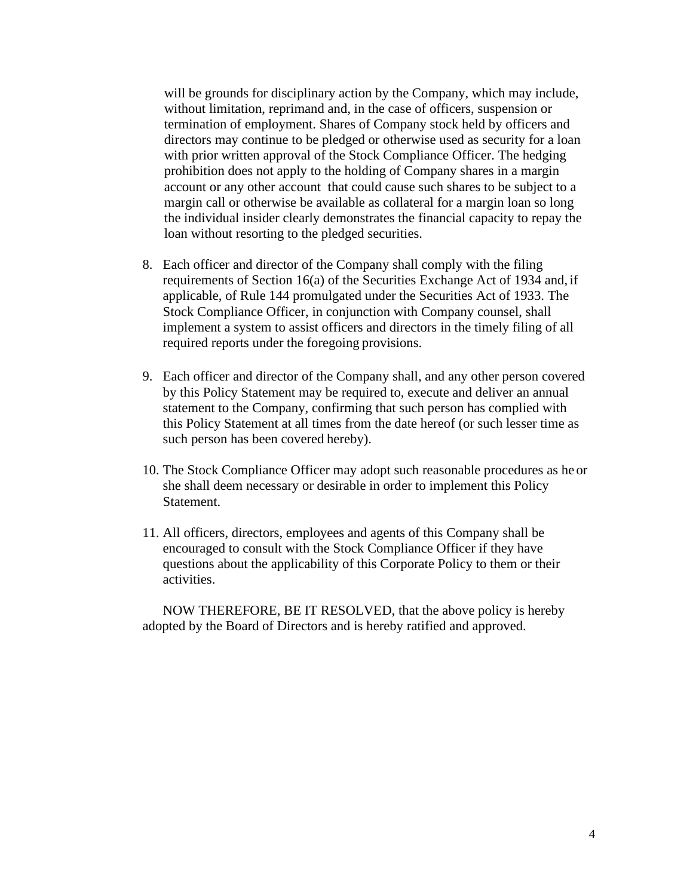will be grounds for disciplinary action by the Company, which may include, without limitation, reprimand and, in the case of officers, suspension or termination of employment. Shares of Company stock held by officers and directors may continue to be pledged or otherwise used as security for a loan with prior written approval of the Stock Compliance Officer. The hedging prohibition does not apply to the holding of Company shares in a margin account or any other account that could cause such shares to be subject to a margin call or otherwise be available as collateral for a margin loan so long the individual insider clearly demonstrates the financial capacity to repay the loan without resorting to the pledged securities.

8. Each officer and director of the Company shall comply with the filing requirements of Section 16(a) of the Securities Exchange Act of 1934 and, if applicable, of Rule 144 promulgated under the Securities Act of 1933. The Stock Compliance Officer, in conjunction with Company counsel, shall implement a system to assist officers and directors in the timely filing of all required reports under the foregoing provisions.

9. Each officer and director of the Company shall, and any other person covered by this Policy Statement may be required to, execute and deliver an annual statement to the Company, confirming that such person has complied with this Policy Statement at all times from the date hereof (or such lesser time as such person has been covered hereby).

10. The Stock Compliance Officer may adopt such reasonable procedures as he or she shall deem necessary or desirable in order to implement this Policy Statement.

11. All officers, directors, employees and agents of this Company shall be encouraged to consult with the Stock Compliance Officer if they have questions about the applicability of this Corporate Policy to them or their activities.

NOW THEREFORE, BE IT RESOLVED, that the above policy is hereby adopted by the Board of Directors and is hereby ratified and approved.